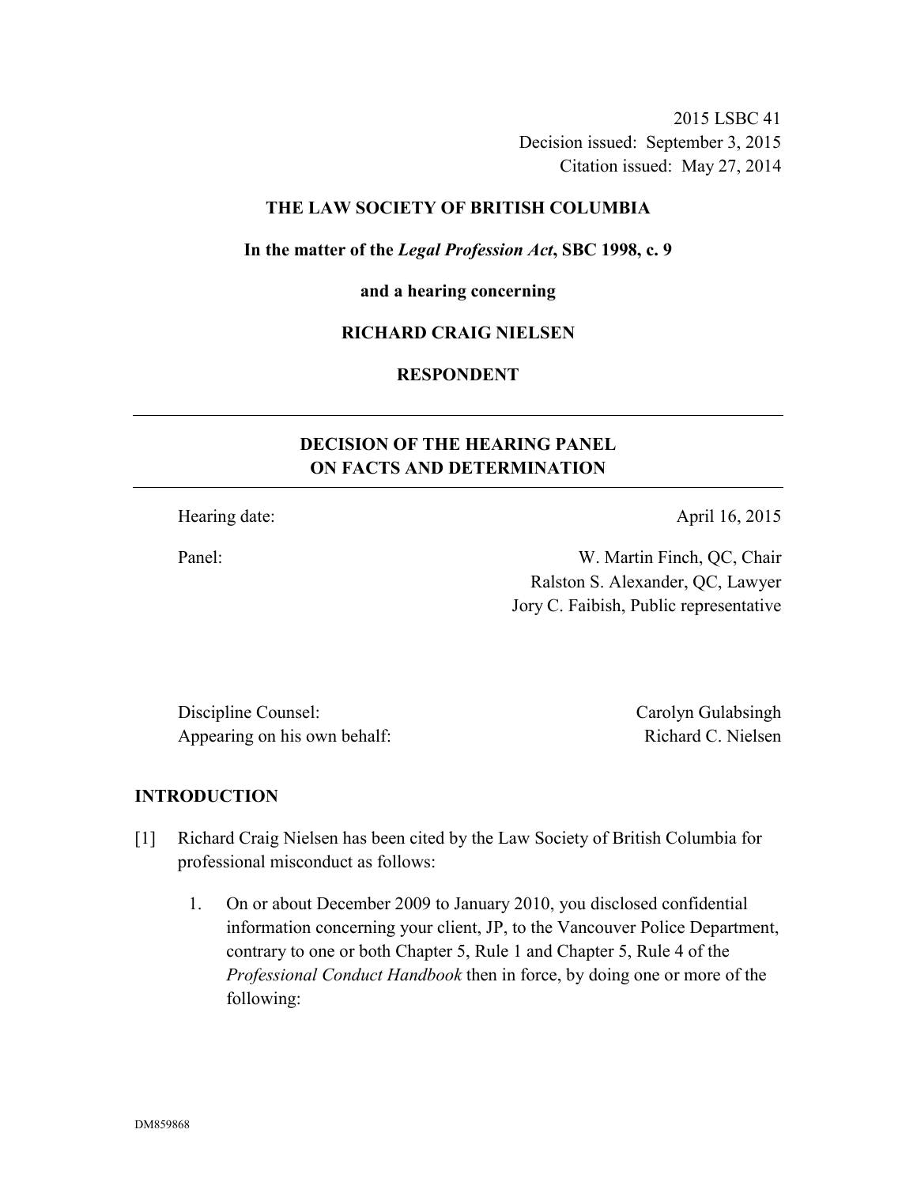2015 LSBC 41
Decision issued: September 3, 2015
Citation issued: May 27, 2014

**THE LAW SOCIETY OF BRITISH COLUMBIA**

**In the matter of the *Legal Profession Act*, SBC 1998, c. 9**

**and a hearing concerning**

**RICHARD CRAIG NIELSEN**

**RESPONDENT**

---

## DECISION OF THE HEARING PANEL ON FACTS AND DETERMINATION

---

Hearing date: April 16, 2015

Panel: W. Martin Finch, QC, Chair
Ralston S. Alexander, QC, Lawyer
Jory C. Faibish, Public representative

Discipline Counsel: Carolyn Gulabsingh
Appearing on his own behalf: Richard C. Nielsen

## INTRODUCTION

[1] Richard Craig Nielsen has been cited by the Law Society of British Columbia for professional misconduct as follows:

1. On or about December 2009 to January 2010, you disclosed confidential information concerning your client, JP, to the Vancouver Police Department, contrary to one or both Chapter 5, Rule 1 and Chapter 5, Rule 4 of the *Professional Conduct Handbook* then in force, by doing one or more of the following: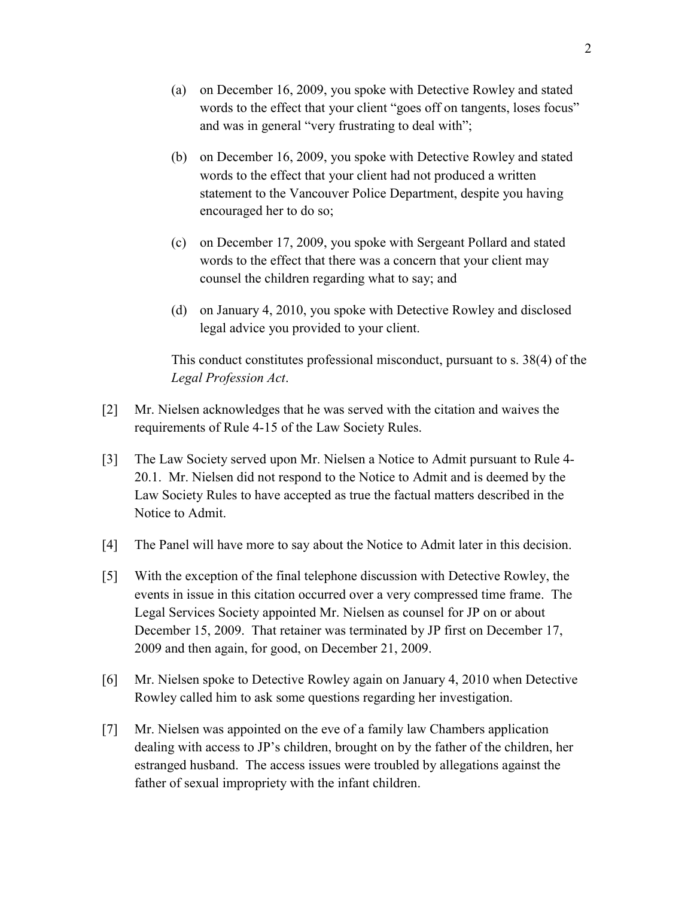(a) on December 16, 2009, you spoke with Detective Rowley and stated words to the effect that your client "goes off on tangents, loses focus" and was in general "very frustrating to deal with";

(b) on December 16, 2009, you spoke with Detective Rowley and stated words to the effect that your client had not produced a written statement to the Vancouver Police Department, despite you having encouraged her to do so;

(c) on December 17, 2009, you spoke with Sergeant Pollard and stated words to the effect that there was a concern that your client may counsel the children regarding what to say; and

(d) on January 4, 2010, you spoke with Detective Rowley and disclosed legal advice you provided to your client.

This conduct constitutes professional misconduct, pursuant to s. 38(4) of the *Legal Profession Act*.

[2] Mr. Nielsen acknowledges that he was served with the citation and waives the requirements of Rule 4-15 of the Law Society Rules.

[3] The Law Society served upon Mr. Nielsen a Notice to Admit pursuant to Rule 4-20.1. Mr. Nielsen did not respond to the Notice to Admit and is deemed by the Law Society Rules to have accepted as true the factual matters described in the Notice to Admit.

[4] The Panel will have more to say about the Notice to Admit later in this decision.

[5] With the exception of the final telephone discussion with Detective Rowley, the events in issue in this citation occurred over a very compressed time frame. The Legal Services Society appointed Mr. Nielsen as counsel for JP on or about December 15, 2009. That retainer was terminated by JP first on December 17, 2009 and then again, for good, on December 21, 2009.

[6] Mr. Nielsen spoke to Detective Rowley again on January 4, 2010 when Detective Rowley called him to ask some questions regarding her investigation.

[7] Mr. Nielsen was appointed on the eve of a family law Chambers application dealing with access to JP's children, brought on by the father of the children, her estranged husband. The access issues were troubled by allegations against the father of sexual impropriety with the infant children.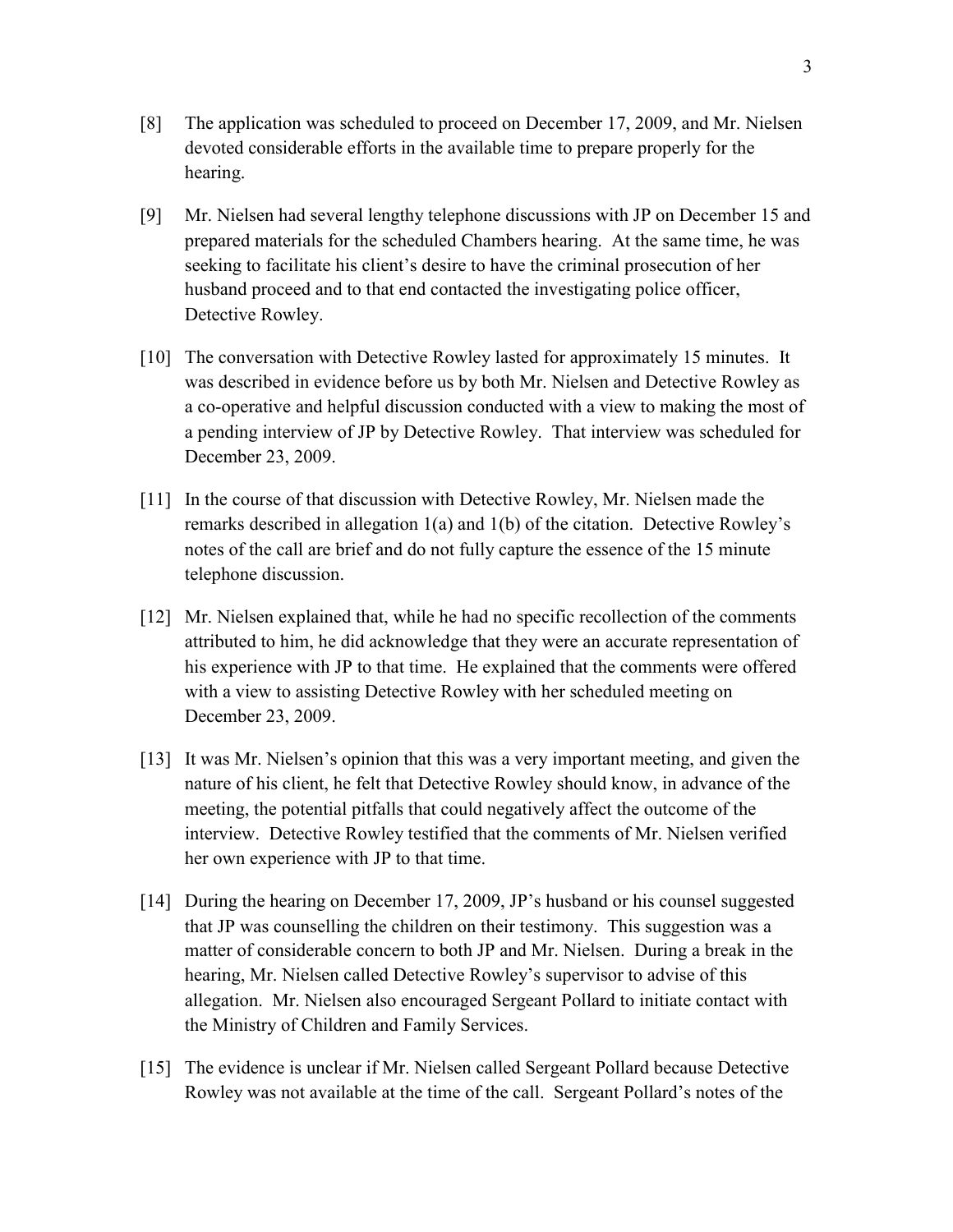[8] The application was scheduled to proceed on December 17, 2009, and Mr. Nielsen devoted considerable efforts in the available time to prepare properly for the hearing.

[9] Mr. Nielsen had several lengthy telephone discussions with JP on December 15 and prepared materials for the scheduled Chambers hearing. At the same time, he was seeking to facilitate his client's desire to have the criminal prosecution of her husband proceed and to that end contacted the investigating police officer, Detective Rowley.

[10] The conversation with Detective Rowley lasted for approximately 15 minutes. It was described in evidence before us by both Mr. Nielsen and Detective Rowley as a co-operative and helpful discussion conducted with a view to making the most of a pending interview of JP by Detective Rowley. That interview was scheduled for December 23, 2009.

[11] In the course of that discussion with Detective Rowley, Mr. Nielsen made the remarks described in allegation 1(a) and 1(b) of the citation. Detective Rowley's notes of the call are brief and do not fully capture the essence of the 15 minute telephone discussion.

[12] Mr. Nielsen explained that, while he had no specific recollection of the comments attributed to him, he did acknowledge that they were an accurate representation of his experience with JP to that time. He explained that the comments were offered with a view to assisting Detective Rowley with her scheduled meeting on December 23, 2009.

[13] It was Mr. Nielsen's opinion that this was a very important meeting, and given the nature of his client, he felt that Detective Rowley should know, in advance of the meeting, the potential pitfalls that could negatively affect the outcome of the interview. Detective Rowley testified that the comments of Mr. Nielsen verified her own experience with JP to that time.

[14] During the hearing on December 17, 2009, JP's husband or his counsel suggested that JP was counselling the children on their testimony. This suggestion was a matter of considerable concern to both JP and Mr. Nielsen. During a break in the hearing, Mr. Nielsen called Detective Rowley's supervisor to advise of this allegation. Mr. Nielsen also encouraged Sergeant Pollard to initiate contact with the Ministry of Children and Family Services.

[15] The evidence is unclear if Mr. Nielsen called Sergeant Pollard because Detective Rowley was not available at the time of the call. Sergeant Pollard's notes of the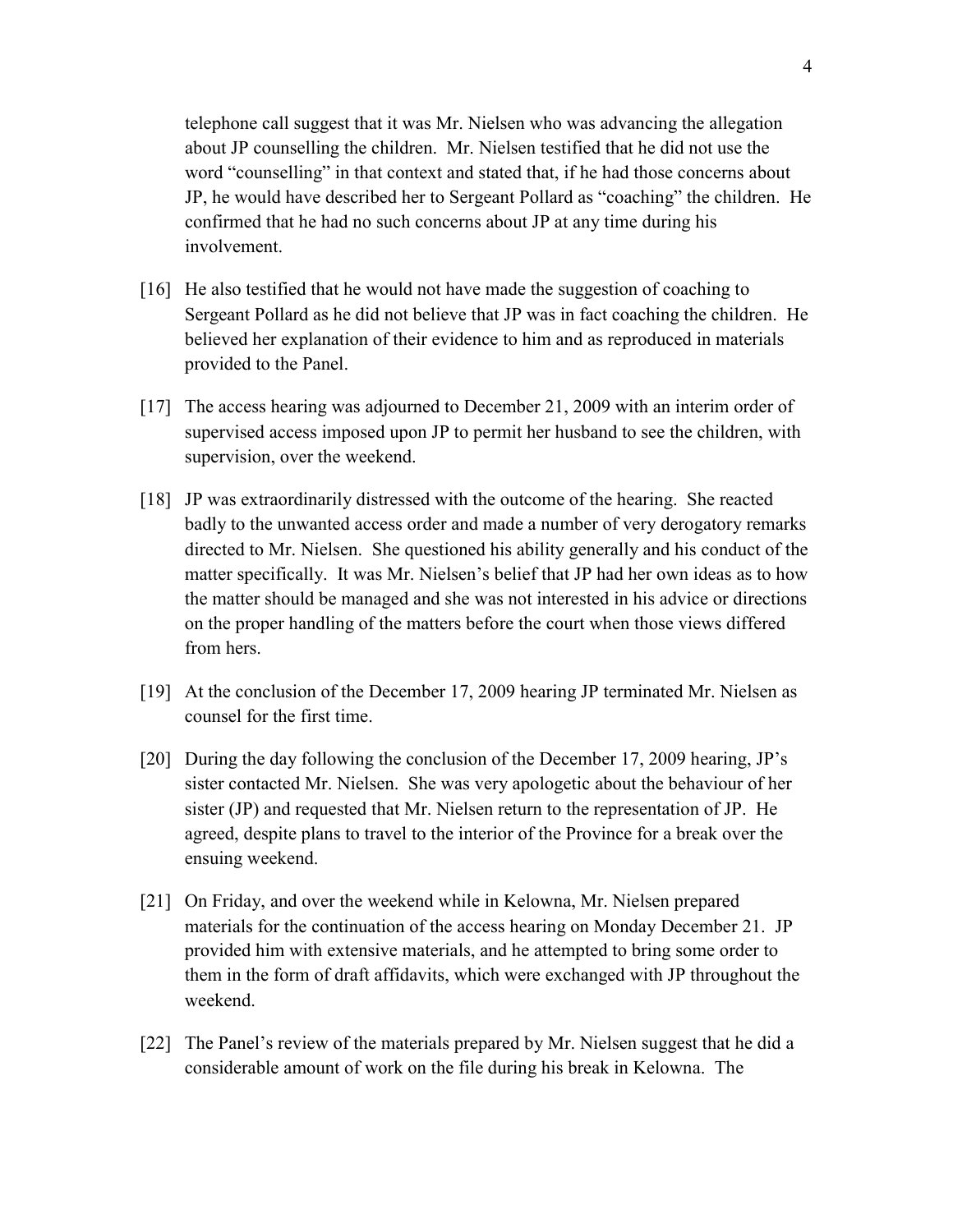telephone call suggest that it was Mr. Nielsen who was advancing the allegation about JP counselling the children. Mr. Nielsen testified that he did not use the word "counselling" in that context and stated that, if he had those concerns about JP, he would have described her to Sergeant Pollard as "coaching" the children. He confirmed that he had no such concerns about JP at any time during his involvement.

[16] He also testified that he would not have made the suggestion of coaching to Sergeant Pollard as he did not believe that JP was in fact coaching the children. He believed her explanation of their evidence to him and as reproduced in materials provided to the Panel.

[17] The access hearing was adjourned to December 21, 2009 with an interim order of supervised access imposed upon JP to permit her husband to see the children, with supervision, over the weekend.

[18] JP was extraordinarily distressed with the outcome of the hearing. She reacted badly to the unwanted access order and made a number of very derogatory remarks directed to Mr. Nielsen. She questioned his ability generally and his conduct of the matter specifically. It was Mr. Nielsen's belief that JP had her own ideas as to how the matter should be managed and she was not interested in his advice or directions on the proper handling of the matters before the court when those views differed from hers.

[19] At the conclusion of the December 17, 2009 hearing JP terminated Mr. Nielsen as counsel for the first time.

[20] During the day following the conclusion of the December 17, 2009 hearing, JP's sister contacted Mr. Nielsen. She was very apologetic about the behaviour of her sister (JP) and requested that Mr. Nielsen return to the representation of JP. He agreed, despite plans to travel to the interior of the Province for a break over the ensuing weekend.

[21] On Friday, and over the weekend while in Kelowna, Mr. Nielsen prepared materials for the continuation of the access hearing on Monday December 21. JP provided him with extensive materials, and he attempted to bring some order to them in the form of draft affidavits, which were exchanged with JP throughout the weekend.

[22] The Panel's review of the materials prepared by Mr. Nielsen suggest that he did a considerable amount of work on the file during his break in Kelowna. The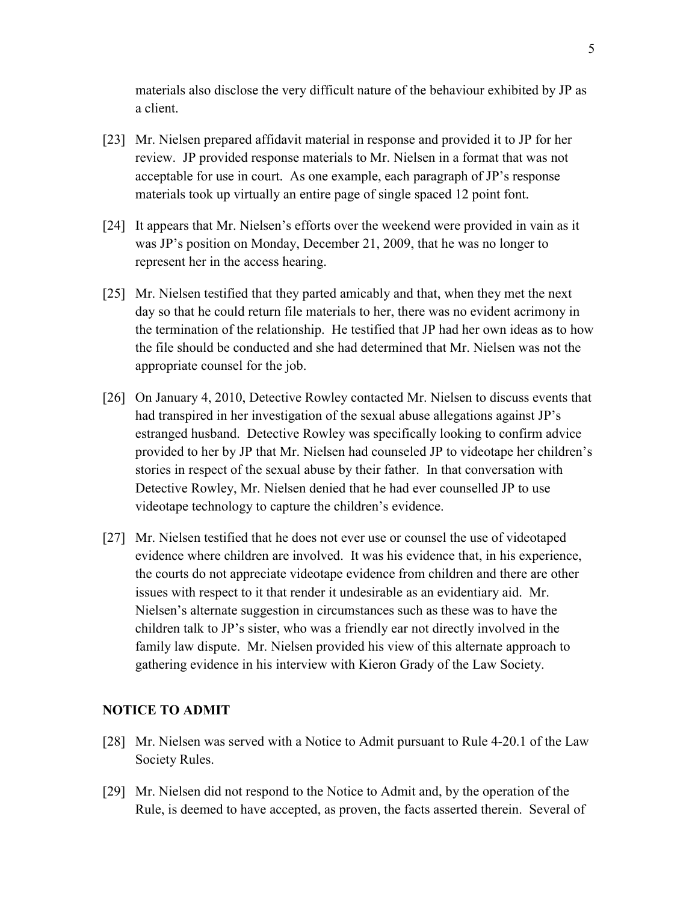materials also disclose the very difficult nature of the behaviour exhibited by JP as a client.

[23] Mr. Nielsen prepared affidavit material in response and provided it to JP for her review. JP provided response materials to Mr. Nielsen in a format that was not acceptable for use in court. As one example, each paragraph of JP's response materials took up virtually an entire page of single spaced 12 point font.

[24] It appears that Mr. Nielsen's efforts over the weekend were provided in vain as it was JP's position on Monday, December 21, 2009, that he was no longer to represent her in the access hearing.

[25] Mr. Nielsen testified that they parted amicably and that, when they met the next day so that he could return file materials to her, there was no evident acrimony in the termination of the relationship. He testified that JP had her own ideas as to how the file should be conducted and she had determined that Mr. Nielsen was not the appropriate counsel for the job.

[26] On January 4, 2010, Detective Rowley contacted Mr. Nielsen to discuss events that had transpired in her investigation of the sexual abuse allegations against JP's estranged husband. Detective Rowley was specifically looking to confirm advice provided to her by JP that Mr. Nielsen had counseled JP to videotape her children's stories in respect of the sexual abuse by their father. In that conversation with Detective Rowley, Mr. Nielsen denied that he had ever counselled JP to use videotape technology to capture the children's evidence.

[27] Mr. Nielsen testified that he does not ever use or counsel the use of videotaped evidence where children are involved. It was his evidence that, in his experience, the courts do not appreciate videotape evidence from children and there are other issues with respect to it that render it undesirable as an evidentiary aid. Mr. Nielsen's alternate suggestion in circumstances such as these was to have the children talk to JP's sister, who was a friendly ear not directly involved in the family law dispute. Mr. Nielsen provided his view of this alternate approach to gathering evidence in his interview with Kieron Grady of the Law Society.

## NOTICE TO ADMIT

[28] Mr. Nielsen was served with a Notice to Admit pursuant to Rule 4-20.1 of the Law Society Rules.

[29] Mr. Nielsen did not respond to the Notice to Admit and, by the operation of the Rule, is deemed to have accepted, as proven, the facts asserted therein. Several of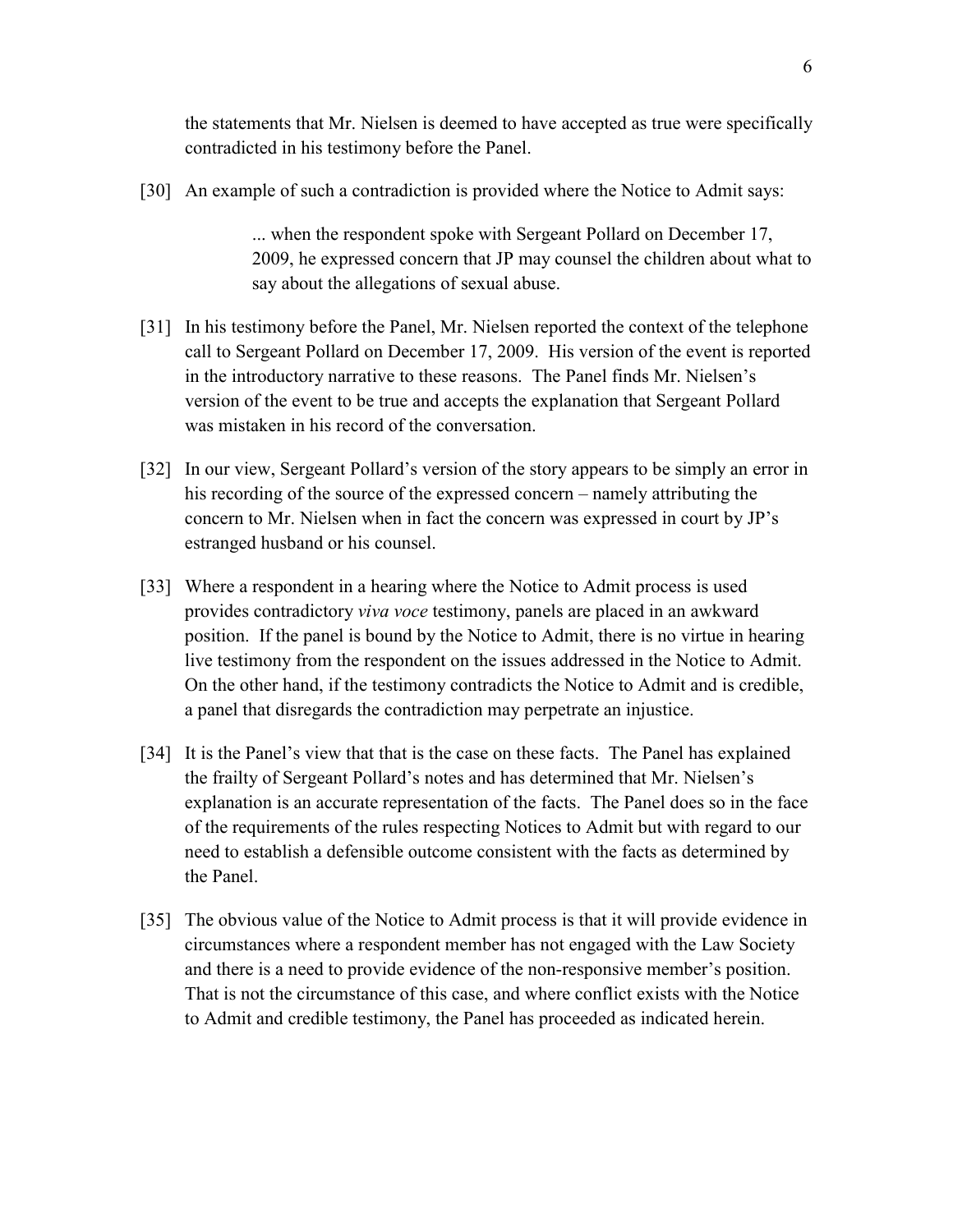the statements that Mr. Nielsen is deemed to have accepted as true were specifically contradicted in his testimony before the Panel.

[30] An example of such a contradiction is provided where the Notice to Admit says:

> ... when the respondent spoke with Sergeant Pollard on December 17, 2009, he expressed concern that JP may counsel the children about what to say about the allegations of sexual abuse.

[31] In his testimony before the Panel, Mr. Nielsen reported the context of the telephone call to Sergeant Pollard on December 17, 2009. His version of the event is reported in the introductory narrative to these reasons. The Panel finds Mr. Nielsen's version of the event to be true and accepts the explanation that Sergeant Pollard was mistaken in his record of the conversation.

[32] In our view, Sergeant Pollard's version of the story appears to be simply an error in his recording of the source of the expressed concern – namely attributing the concern to Mr. Nielsen when in fact the concern was expressed in court by JP's estranged husband or his counsel.

[33] Where a respondent in a hearing where the Notice to Admit process is used provides contradictory *viva voce* testimony, panels are placed in an awkward position. If the panel is bound by the Notice to Admit, there is no virtue in hearing live testimony from the respondent on the issues addressed in the Notice to Admit. On the other hand, if the testimony contradicts the Notice to Admit and is credible, a panel that disregards the contradiction may perpetrate an injustice.

[34] It is the Panel's view that that is the case on these facts. The Panel has explained the frailty of Sergeant Pollard's notes and has determined that Mr. Nielsen's explanation is an accurate representation of the facts. The Panel does so in the face of the requirements of the rules respecting Notices to Admit but with regard to our need to establish a defensible outcome consistent with the facts as determined by the Panel.

[35] The obvious value of the Notice to Admit process is that it will provide evidence in circumstances where a respondent member has not engaged with the Law Society and there is a need to provide evidence of the non-responsive member's position. That is not the circumstance of this case, and where conflict exists with the Notice to Admit and credible testimony, the Panel has proceeded as indicated herein.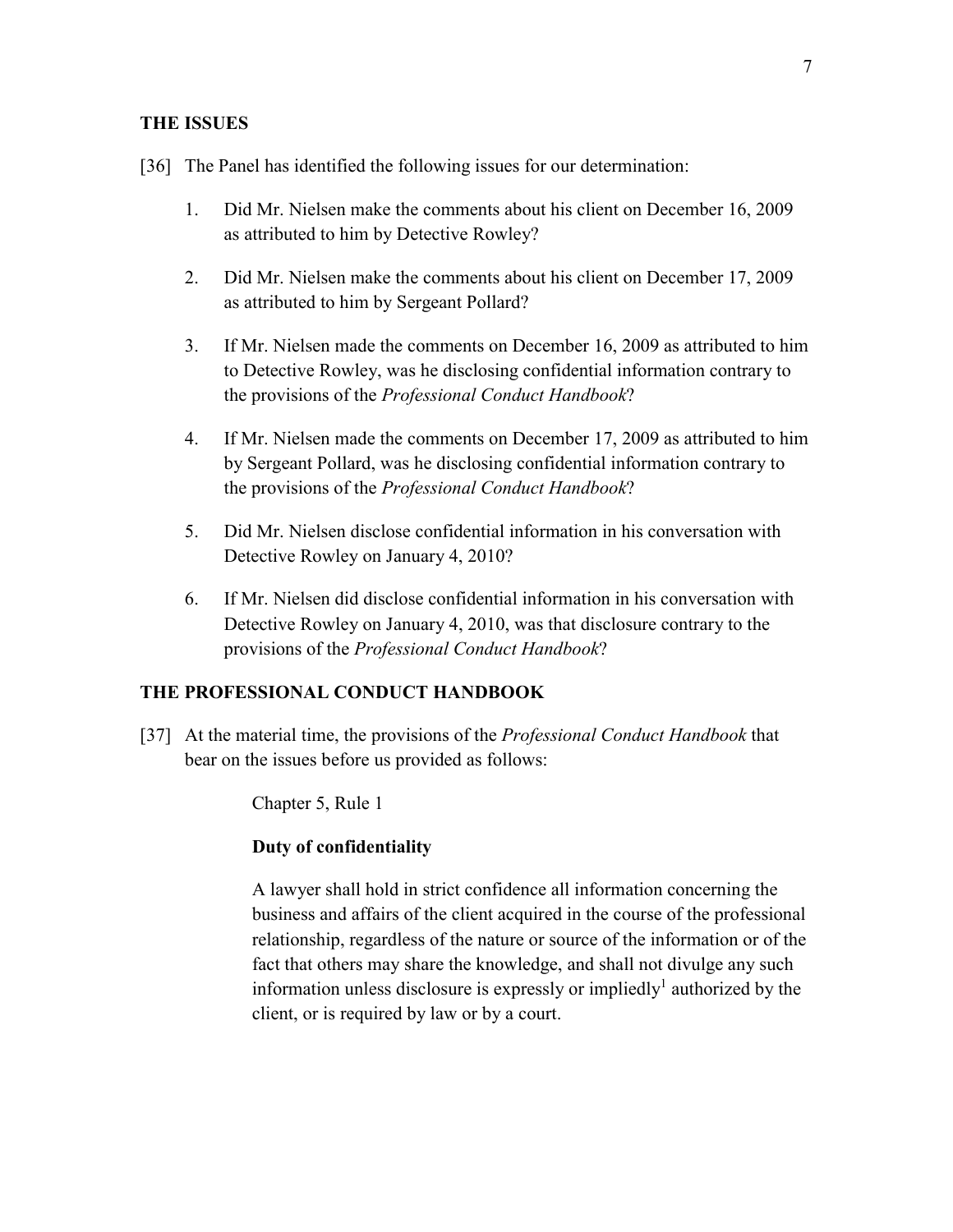## THE ISSUES

[36] The Panel has identified the following issues for our determination:

1. Did Mr. Nielsen make the comments about his client on December 16, 2009 as attributed to him by Detective Rowley?

2. Did Mr. Nielsen make the comments about his client on December 17, 2009 as attributed to him by Sergeant Pollard?

3. If Mr. Nielsen made the comments on December 16, 2009 as attributed to him to Detective Rowley, was he disclosing confidential information contrary to the provisions of the *Professional Conduct Handbook*?

4. If Mr. Nielsen made the comments on December 17, 2009 as attributed to him by Sergeant Pollard, was he disclosing confidential information contrary to the provisions of the *Professional Conduct Handbook*?

5. Did Mr. Nielsen disclose confidential information in his conversation with Detective Rowley on January 4, 2010?

6. If Mr. Nielsen did disclose confidential information in his conversation with Detective Rowley on January 4, 2010, was that disclosure contrary to the provisions of the *Professional Conduct Handbook*?

## THE PROFESSIONAL CONDUCT HANDBOOK

[37] At the material time, the provisions of the *Professional Conduct Handbook* that bear on the issues before us provided as follows:

> Chapter 5, Rule 1
>
> **Duty of confidentiality**
>
> A lawyer shall hold in strict confidence all information concerning the business and affairs of the client acquired in the course of the professional relationship, regardless of the nature or source of the information or of the fact that others may share the knowledge, and shall not divulge any such information unless disclosure is expressly or impliedly[1] authorized by the client, or is required by law or by a court.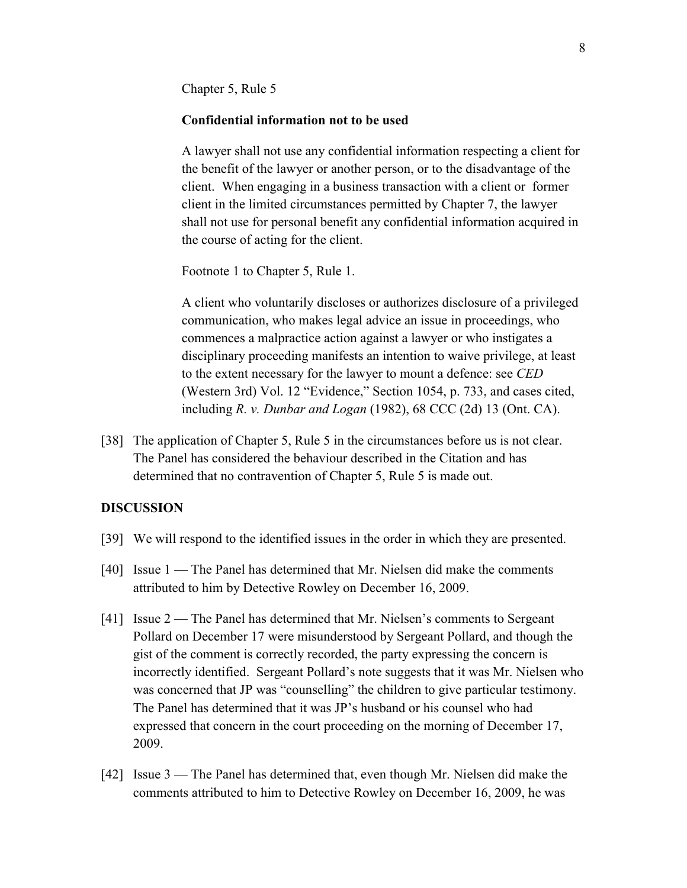Chapter 5, Rule 5

**Confidential information not to be used**

A lawyer shall not use any confidential information respecting a client for the benefit of the lawyer or another person, or to the disadvantage of the client. When engaging in a business transaction with a client or former client in the limited circumstances permitted by Chapter 7, the lawyer shall not use for personal benefit any confidential information acquired in the course of acting for the client.

Footnote 1 to Chapter 5, Rule 1.

A client who voluntarily discloses or authorizes disclosure of a privileged communication, who makes legal advice an issue in proceedings, who commences a malpractice action against a lawyer or who instigates a disciplinary proceeding manifests an intention to waive privilege, at least to the extent necessary for the lawyer to mount a defence: see *CED* (Western 3rd) Vol. 12 "Evidence," Section 1054, p. 733, and cases cited, including *R. v. Dunbar and Logan* (1982), 68 CCC (2d) 13 (Ont. CA).

[38] The application of Chapter 5, Rule 5 in the circumstances before us is not clear. The Panel has considered the behaviour described in the Citation and has determined that no contravention of Chapter 5, Rule 5 is made out.

## DISCUSSION

[39] We will respond to the identified issues in the order in which they are presented.

[40] Issue 1 — The Panel has determined that Mr. Nielsen did make the comments attributed to him by Detective Rowley on December 16, 2009.

[41] Issue 2 — The Panel has determined that Mr. Nielsen's comments to Sergeant Pollard on December 17 were misunderstood by Sergeant Pollard, and though the gist of the comment is correctly recorded, the party expressing the concern is incorrectly identified. Sergeant Pollard's note suggests that it was Mr. Nielsen who was concerned that JP was "counselling" the children to give particular testimony. The Panel has determined that it was JP's husband or his counsel who had expressed that concern in the court proceeding on the morning of December 17, 2009.

[42] Issue 3 — The Panel has determined that, even though Mr. Nielsen did make the comments attributed to him to Detective Rowley on December 16, 2009, he was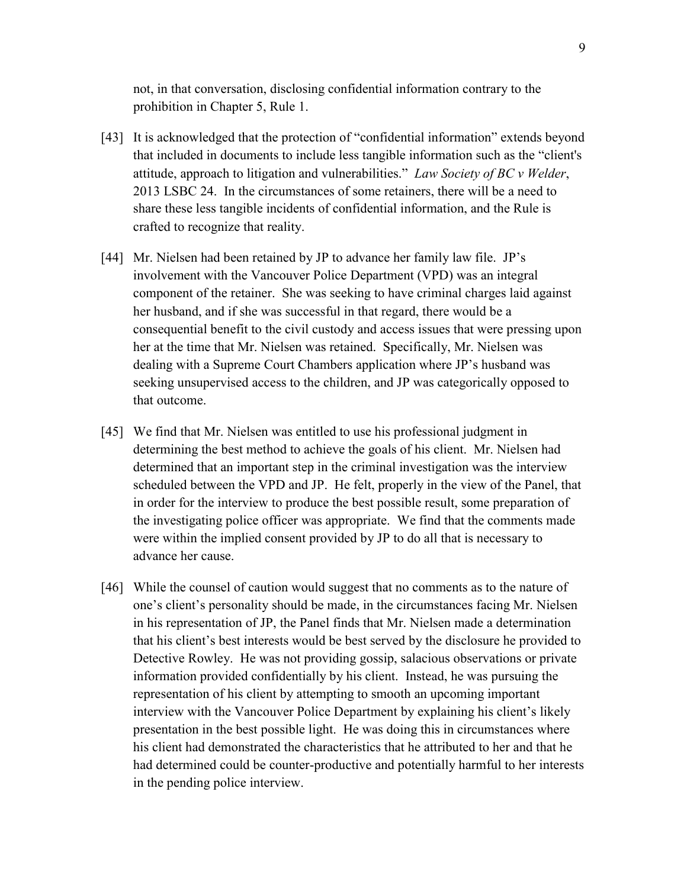not, in that conversation, disclosing confidential information contrary to the prohibition in Chapter 5, Rule 1.

[43] It is acknowledged that the protection of "confidential information" extends beyond that included in documents to include less tangible information such as the "client's attitude, approach to litigation and vulnerabilities." *Law Society of BC v Welder*, 2013 LSBC 24. In the circumstances of some retainers, there will be a need to share these less tangible incidents of confidential information, and the Rule is crafted to recognize that reality.

[44] Mr. Nielsen had been retained by JP to advance her family law file. JP's involvement with the Vancouver Police Department (VPD) was an integral component of the retainer. She was seeking to have criminal charges laid against her husband, and if she was successful in that regard, there would be a consequential benefit to the civil custody and access issues that were pressing upon her at the time that Mr. Nielsen was retained. Specifically, Mr. Nielsen was dealing with a Supreme Court Chambers application where JP's husband was seeking unsupervised access to the children, and JP was categorically opposed to that outcome.

[45] We find that Mr. Nielsen was entitled to use his professional judgment in determining the best method to achieve the goals of his client. Mr. Nielsen had determined that an important step in the criminal investigation was the interview scheduled between the VPD and JP. He felt, properly in the view of the Panel, that in order for the interview to produce the best possible result, some preparation of the investigating police officer was appropriate. We find that the comments made were within the implied consent provided by JP to do all that is necessary to advance her cause.

[46] While the counsel of caution would suggest that no comments as to the nature of one's client's personality should be made, in the circumstances facing Mr. Nielsen in his representation of JP, the Panel finds that Mr. Nielsen made a determination that his client's best interests would be best served by the disclosure he provided to Detective Rowley. He was not providing gossip, salacious observations or private information provided confidentially by his client. Instead, he was pursuing the representation of his client by attempting to smooth an upcoming important interview with the Vancouver Police Department by explaining his client's likely presentation in the best possible light. He was doing this in circumstances where his client had demonstrated the characteristics that he attributed to her and that he had determined could be counter-productive and potentially harmful to her interests in the pending police interview.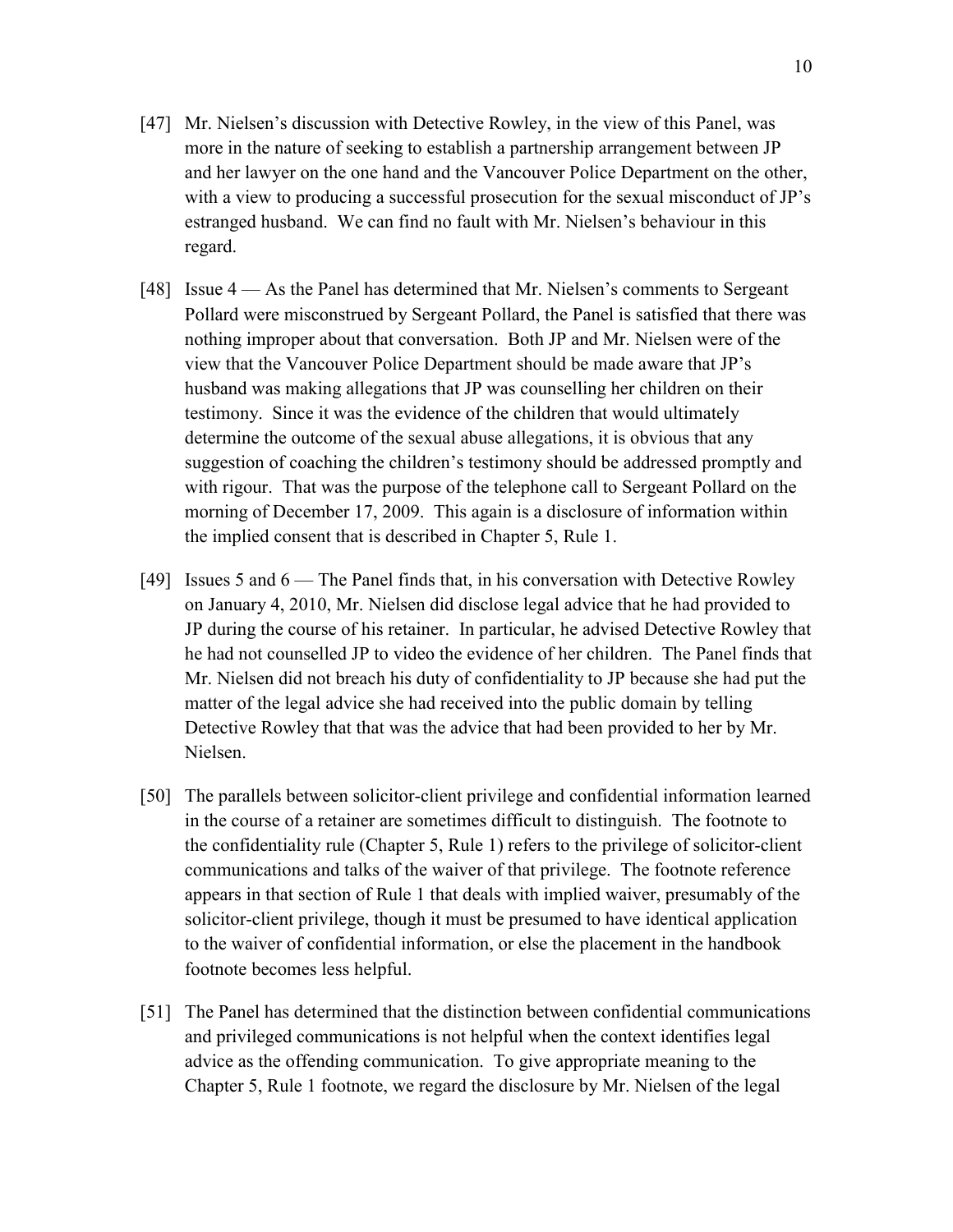[47] Mr. Nielsen's discussion with Detective Rowley, in the view of this Panel, was more in the nature of seeking to establish a partnership arrangement between JP and her lawyer on the one hand and the Vancouver Police Department on the other, with a view to producing a successful prosecution for the sexual misconduct of JP's estranged husband. We can find no fault with Mr. Nielsen's behaviour in this regard.

[48] Issue 4 — As the Panel has determined that Mr. Nielsen's comments to Sergeant Pollard were misconstrued by Sergeant Pollard, the Panel is satisfied that there was nothing improper about that conversation. Both JP and Mr. Nielsen were of the view that the Vancouver Police Department should be made aware that JP's husband was making allegations that JP was counselling her children on their testimony. Since it was the evidence of the children that would ultimately determine the outcome of the sexual abuse allegations, it is obvious that any suggestion of coaching the children's testimony should be addressed promptly and with rigour. That was the purpose of the telephone call to Sergeant Pollard on the morning of December 17, 2009. This again is a disclosure of information within the implied consent that is described in Chapter 5, Rule 1.

[49] Issues 5 and 6 — The Panel finds that, in his conversation with Detective Rowley on January 4, 2010, Mr. Nielsen did disclose legal advice that he had provided to JP during the course of his retainer. In particular, he advised Detective Rowley that he had not counselled JP to video the evidence of her children. The Panel finds that Mr. Nielsen did not breach his duty of confidentiality to JP because she had put the matter of the legal advice she had received into the public domain by telling Detective Rowley that that was the advice that had been provided to her by Mr. Nielsen.

[50] The parallels between solicitor-client privilege and confidential information learned in the course of a retainer are sometimes difficult to distinguish. The footnote to the confidentiality rule (Chapter 5, Rule 1) refers to the privilege of solicitor-client communications and talks of the waiver of that privilege. The footnote reference appears in that section of Rule 1 that deals with implied waiver, presumably of the solicitor-client privilege, though it must be presumed to have identical application to the waiver of confidential information, or else the placement in the handbook footnote becomes less helpful.

[51] The Panel has determined that the distinction between confidential communications and privileged communications is not helpful when the context identifies legal advice as the offending communication. To give appropriate meaning to the Chapter 5, Rule 1 footnote, we regard the disclosure by Mr. Nielsen of the legal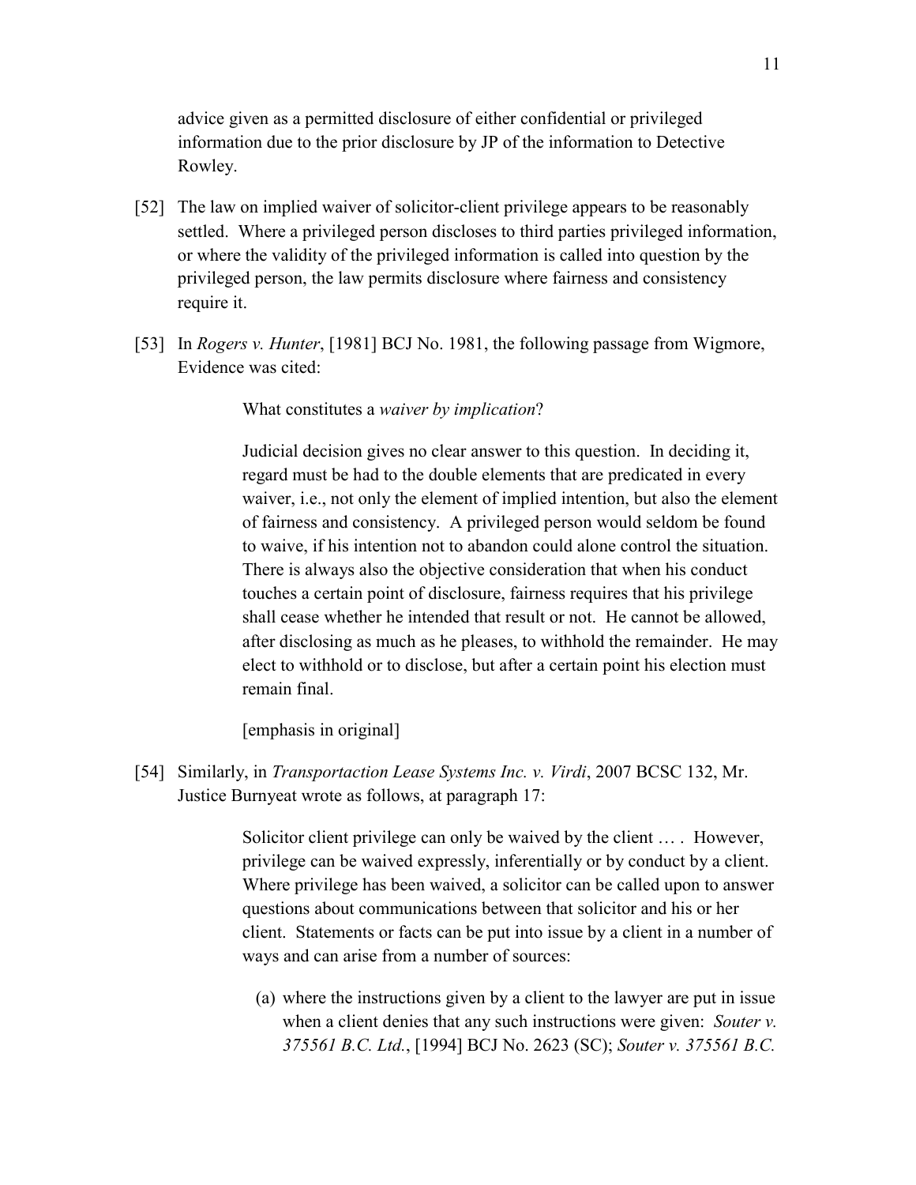advice given as a permitted disclosure of either confidential or privileged information due to the prior disclosure by JP of the information to Detective Rowley.

[52] The law on implied waiver of solicitor-client privilege appears to be reasonably settled. Where a privileged person discloses to third parties privileged information, or where the validity of the privileged information is called into question by the privileged person, the law permits disclosure where fairness and consistency require it.

[53] In *Rogers v. Hunter*, [1981] BCJ No. 1981, the following passage from Wigmore, Evidence was cited:

> What constitutes a *waiver by implication*?
>
> Judicial decision gives no clear answer to this question. In deciding it, regard must be had to the double elements that are predicated in every waiver, i.e., not only the element of implied intention, but also the element of fairness and consistency. A privileged person would seldom be found to waive, if his intention not to abandon could alone control the situation. There is always also the objective consideration that when his conduct touches a certain point of disclosure, fairness requires that his privilege shall cease whether he intended that result or not. He cannot be allowed, after disclosing as much as he pleases, to withhold the remainder. He may elect to withhold or to disclose, but after a certain point his election must remain final.
>
> [emphasis in original]

[54] Similarly, in *Transportaction Lease Systems Inc. v. Virdi*, 2007 BCSC 132, Mr. Justice Burnyeat wrote as follows, at paragraph 17:

> Solicitor client privilege can only be waived by the client … . However, privilege can be waived expressly, inferentially or by conduct by a client. Where privilege has been waived, a solicitor can be called upon to answer questions about communications between that solicitor and his or her client. Statements or facts can be put into issue by a client in a number of ways and can arise from a number of sources:
>
> (a) where the instructions given by a client to the lawyer are put in issue when a client denies that any such instructions were given: *Souter v. 375561 B.C. Ltd.*, [1994] BCJ No. 2623 (SC); *Souter v. 375561 B.C.*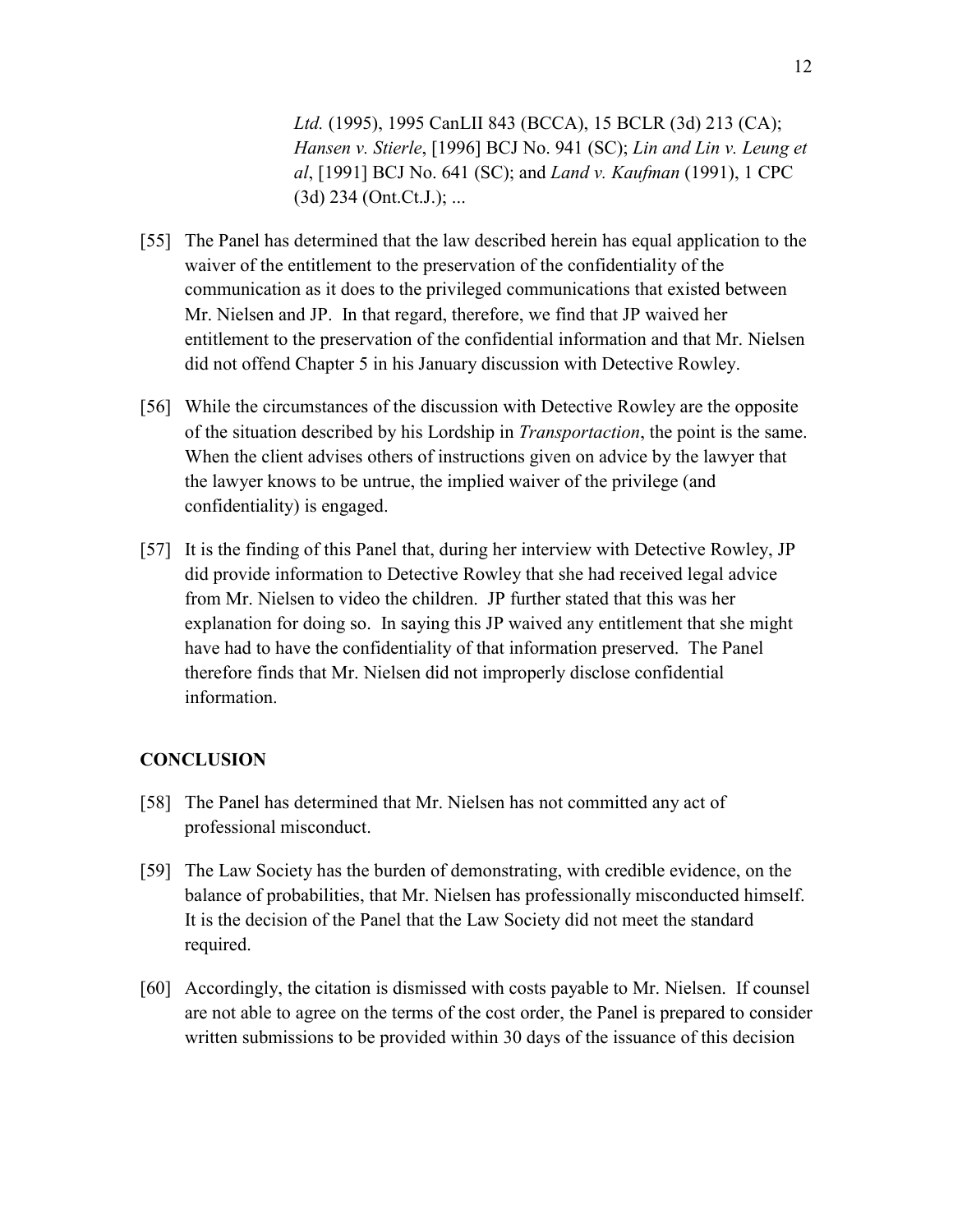*Ltd.* (1995), 1995 CanLII 843 (BCCA), 15 BCLR (3d) 213 (CA); *Hansen v. Stierle*, [1996] BCJ No. 941 (SC); *Lin and Lin v. Leung et al*, [1991] BCJ No. 641 (SC); and *Land v. Kaufman* (1991), 1 CPC (3d) 234 (Ont.Ct.J.); ...

[55] The Panel has determined that the law described herein has equal application to the waiver of the entitlement to the preservation of the confidentiality of the communication as it does to the privileged communications that existed between Mr. Nielsen and JP. In that regard, therefore, we find that JP waived her entitlement to the preservation of the confidential information and that Mr. Nielsen did not offend Chapter 5 in his January discussion with Detective Rowley.

[56] While the circumstances of the discussion with Detective Rowley are the opposite of the situation described by his Lordship in *Transportaction*, the point is the same. When the client advises others of instructions given on advice by the lawyer that the lawyer knows to be untrue, the implied waiver of the privilege (and confidentiality) is engaged.

[57] It is the finding of this Panel that, during her interview with Detective Rowley, JP did provide information to Detective Rowley that she had received legal advice from Mr. Nielsen to video the children. JP further stated that this was her explanation for doing so. In saying this JP waived any entitlement that she might have had to have the confidentiality of that information preserved. The Panel therefore finds that Mr. Nielsen did not improperly disclose confidential information.

## CONCLUSION

[58] The Panel has determined that Mr. Nielsen has not committed any act of professional misconduct.

[59] The Law Society has the burden of demonstrating, with credible evidence, on the balance of probabilities, that Mr. Nielsen has professionally misconducted himself. It is the decision of the Panel that the Law Society did not meet the standard required.

[60] Accordingly, the citation is dismissed with costs payable to Mr. Nielsen. If counsel are not able to agree on the terms of the cost order, the Panel is prepared to consider written submissions to be provided within 30 days of the issuance of this decision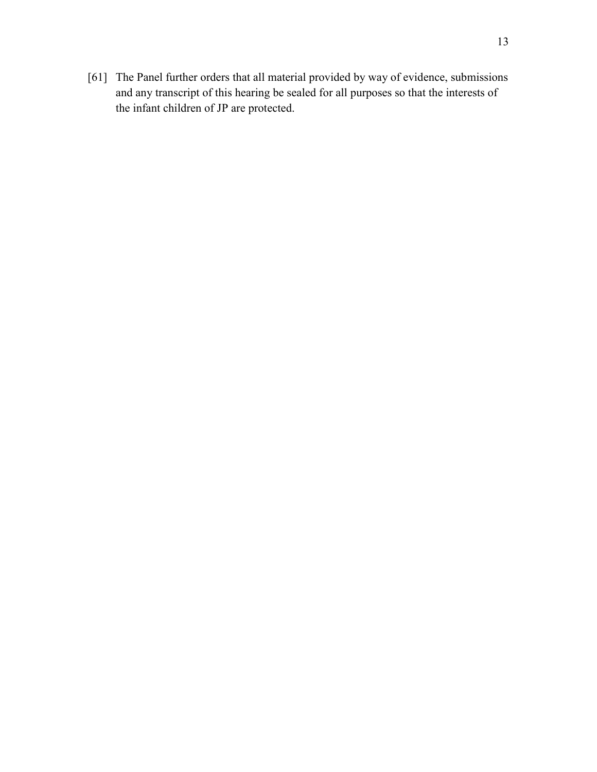[61] The Panel further orders that all material provided by way of evidence, submissions and any transcript of this hearing be sealed for all purposes so that the interests of the infant children of JP are protected.